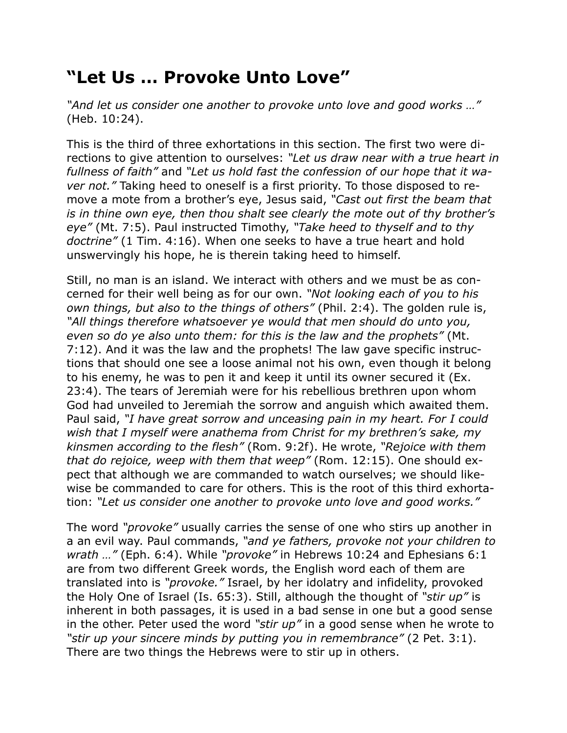## “Let Us … Provoke Unto Love”

*“And let us consider one another to provoke unto love and good works …”* (Heb. 10:24).

This is the third of three exhortations in this section. The first two were directions to give attention to ourselves: *“Let us draw near with a true heart in fullness of faith”* and *“Let us hold fast the confession of our hope that it waver not.”* Taking heed to oneself is a first priority. To those disposed to remove a mote from a brother’s eye, Jesus said, *“Cast out first the beam that is in thine own eye, then thou shalt see clearly the mote out of thy brother’s eye”* (Mt. 7:5). Paul instructed Timothy, *“Take heed to thyself and to thy doctrine”* (1 Tim. 4:16). When one seeks to have a true heart and hold unswervingly his hope, he is therein taking heed to himself.

Still, no man is an island. We interact with others and we must be as concerned for their well being as for our own. *“Not looking each of you to his own things, but also to the things of others”* (Phil. 2:4). The golden rule is, *“All things therefore whatsoever ye would that men should do unto you, even so do ye also unto them: for this is the law and the prophets”* (Mt. 7:12). And it was the law and the prophets! The law gave specific instructions that should one see a loose animal not his own, even though it belong to his enemy, he was to pen it and keep it until its owner secured it (Ex. 23:4). The tears of Jeremiah were for his rebellious brethren upon whom God had unveiled to Jeremiah the sorrow and anguish which awaited them. Paul said, *“I have great sorrow and unceasing pain in my heart. For I could wish that I myself were anathema from Christ for my brethren’s sake, my kinsmen according to the flesh”* (Rom. 9:2f). He wrote, *“Rejoice with them that do rejoice, weep with them that weep”* (Rom. 12:15). One should expect that although we are commanded to watch ourselves; we should likewise be commanded to care for others. This is the root of this third exhortation: *“Let us consider one another to provoke unto love and good works.”*

The word *“provoke”* usually carries the sense of one who stirs up another in a an evil way. Paul commands, *“and ye fathers, provoke not your children to wrath …”* (Eph. 6:4). While *“provoke”* in Hebrews 10:24 and Ephesians 6:1 are from two different Greek words, the English word each of them are translated into is *“provoke.”* Israel, by her idolatry and infidelity, provoked the Holy One of Israel (Is. 65:3). Still, although the thought of *“stir up”* is inherent in both passages, it is used in a bad sense in one but a good sense in the other. Peter used the word *“stir up”* in a good sense when he wrote to *“stir up your sincere minds by putting you in remembrance”* (2 Pet. 3:1). There are two things the Hebrews were to stir up in others.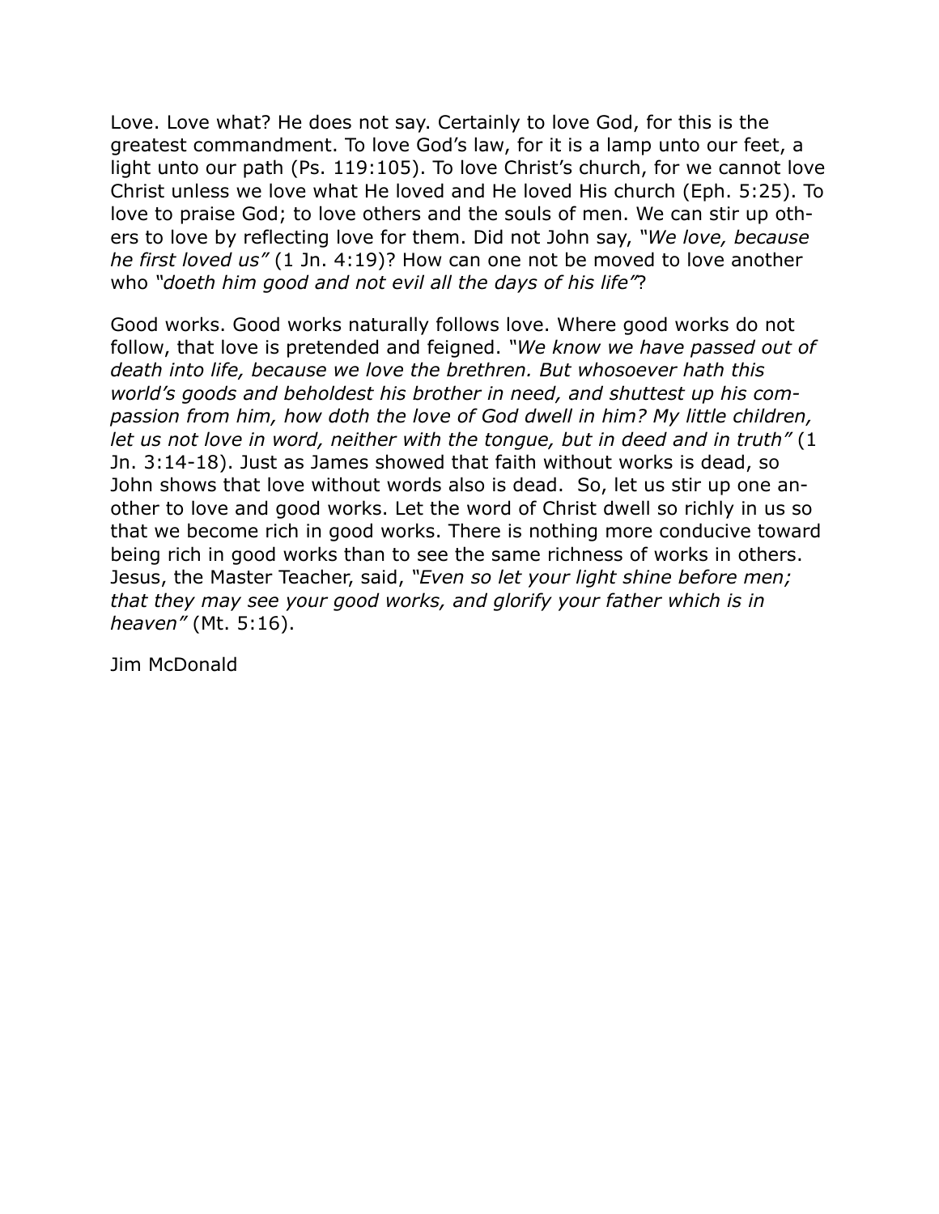Love. Love what? He does not say. Certainly to love God, for this is the greatest commandment. To love God's law, for it is a lamp unto our feet, a light unto our path (Ps. 119:105). To love Christ's church, for we cannot love Christ unless we love what He loved and He loved His church (Eph. 5:25). To love to praise God; to love others and the souls of men. We can stir up others to love by reflecting love for them. Did not John say, *"We love, because he first loved us"* (1 Jn. 4:19)? How can one not be moved to love another who *"doeth him good and not evil all the days of his life"*?

Good works. Good works naturally follows love. Where good works do not follow, that love is pretended and feigned. *"We know we have passed out of death into life, because we love the brethren. But whosoever hath this world's goods and beholdest his brother in need, and shuttest up his compassion from him, how doth the love of God dwell in him? My little children, let us not love in word, neither with the tongue, but in deed and in truth"* (1 Jn. 3:14-18). Just as James showed that faith without works is dead, so John shows that love without words also is dead. So, let us stir up one another to love and good works. Let the word of Christ dwell so richly in us so that we become rich in good works. There is nothing more conducive toward being rich in good works than to see the same richness of works in others. Jesus, the Master Teacher, said, *"Even so let your light shine before men; that they may see your good works, and glorify your father which is in heaven"* (Mt. 5:16).

Jim McDonald